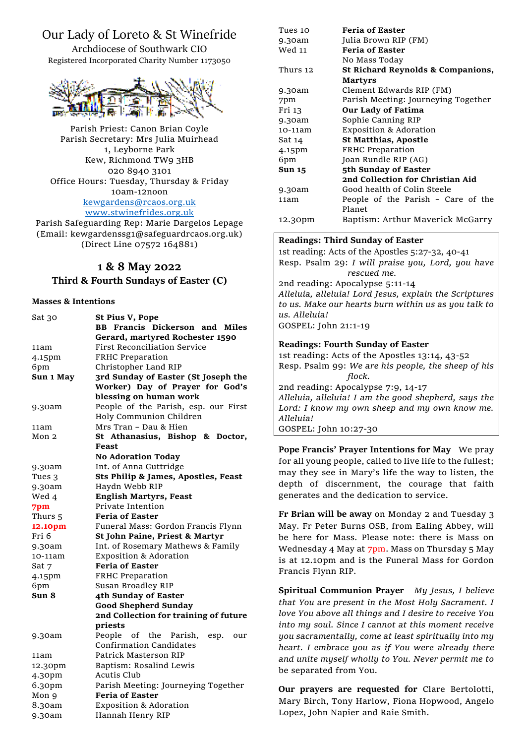# Our Lady of Loreto & St Winefride

Archdiocese of Southwark CIO
Registered Incorporated Charity Number 1173050

Parish Priest: Canon Brian Coyle
Parish Secretary: Mrs Julia Muirhead
1, Leyborne Park
Kew, Richmond TW9 3HB
020 8940 3101
Office Hours: Tuesday, Thursday & Friday
10am-12noon
kewgardens@rcaos.org.uk
www.stwinefrides.org.uk
Parish Safeguarding Rep: Marie Dargelos Lepage
(Email: kewgardenssg1@safeguardrcaos.org.uk)
(Direct Line 07572 164881)

## 1 & 8 May 2022
### Third & Fourth Sundays of Easter (C)

**Masses & Intentions**

| | |
|---|---|
| Sat 30 | **St Pius V, Pope** |
| | **BB Francis Dickerson and Miles Gerard, martyred Rochester 1590** |
| 11am | First Reconciliation Service |
| 4.15pm | FRHC Preparation |
| 6pm | Christopher Land RIP |
| **Sun 1 May** | **3rd Sunday of Easter (St Joseph the Worker) Day of Prayer for God's blessing on human work** |
| 9.30am | People of the Parish, esp. our First Holy Communion Children |
| 11am | Mrs Tran – Dau & Hien |
| Mon 2 | **St Athanasius, Bishop & Doctor, Feast** |
| | **No Adoration Today** |
| 9.30am | Int. of Anna Guttridge |
| Tues 3 | **Sts Philip & James, Apostles, Feast** |
| 9.30am | Haydn Webb RIP |
| Wed 4 | **English Martyrs, Feast** |
| **7pm** | Private Intention |
| Thurs 5 | **Feria of Easter** |
| **12.10pm** | Funeral Mass: Gordon Francis Flynn |
| Fri 6 | **St John Paine, Priest & Martyr** |
| 9.30am | Int. of Rosemary Mathews & Family |
| 10-11am | Exposition & Adoration |
| Sat 7 | **Feria of Easter** |
| 4.15pm | FRHC Preparation |
| 6pm | Susan Broadley RIP |
| **Sun 8** | **4th Sunday of Easter** |
| | **Good Shepherd Sunday** |
| | **2nd Collection for training of future priests** |
| 9.30am | People of the Parish, esp. our Confirmation Candidates |
| 11am | Patrick Masterson RIP |
| 12.30pm | Baptism: Rosalind Lewis |
| 4.30pm | Acutis Club |
| 6.30pm | Parish Meeting: Journeying Together |
| Mon 9 | **Feria of Easter** |
| 8.30am | Exposition & Adoration |
| 9.30am | Hannah Henry RIP |
| Tues 10 | **Feria of Easter** |
| 9.30am | Julia Brown RIP (FM) |
| Wed 11 | **Feria of Easter** |
| | No Mass Today |
| Thurs 12 | **St Richard Reynolds & Companions, Martyrs** |
| 9.30am | Clement Edwards RIP (FM) |
| 7pm | Parish Meeting: Journeying Together |
| Fri 13 | **Our Lady of Fatima** |
| 9.30am | Sophie Canning RIP |
| 10-11am | Exposition & Adoration |
| Sat 14 | **St Matthias, Apostle** |
| 4.15pm | FRHC Preparation |
| 6pm | Joan Rundle RIP (AG) |
| **Sun 15** | **5th Sunday of Easter** |
| | **2nd Collection for Christian Aid** |
| 9.30am | Good health of Colin Steele |
| 11am | People of the Parish – Care of the Planet |
| 12.30pm | Baptism: Arthur Maverick McGarry |

**Readings: Third Sunday of Easter**
1st reading: Acts of the Apostles 5:27-32, 40-41
Resp. Psalm 29: *I will praise you, Lord, you have rescued me.*
2nd reading: Apocalypse 5:11-14
*Alleluia, alleluia! Lord Jesus, explain the Scriptures to us. Make our hearts burn within us as you talk to us. Alleluia!*
GOSPEL: John 21:1-19

**Readings: Fourth Sunday of Easter**
1st reading: Acts of the Apostles 13:14, 43-52
Resp. Psalm 99: *We are his people, the sheep of his flock.*
2nd reading: Apocalypse 7:9, 14-17
*Alleluia, alleluia! I am the good shepherd, says the Lord: I know my own sheep and my own know me. Alleluia!*
GOSPEL: John 10:27-30

**Pope Francis' Prayer Intentions for May** We pray for all young people, called to live life to the fullest; may they see in Mary's life the way to listen, the depth of discernment, the courage that faith generates and the dedication to service.

**Fr Brian will be away** on Monday 2 and Tuesday 3 May. Fr Peter Burns OSB, from Ealing Abbey, will be here for Mass. Please note: there is Mass on Wednesday 4 May at 7pm. Mass on Thursday 5 May is at 12.10pm and is the Funeral Mass for Gordon Francis Flynn RIP.

**Spiritual Communion Prayer** *My Jesus, I believe that You are present in the Most Holy Sacrament. I love You above all things and I desire to receive You into my soul. Since I cannot at this moment receive you sacramentally, come at least spiritually into my heart. I embrace you as if You were already there and unite myself wholly to You. Never permit me to* be separated from You.

**Our prayers are requested for** Clare Bertolotti, Mary Birch, Tony Harlow, Fiona Hopwood, Angelo Lopez, John Napier and Raie Smith.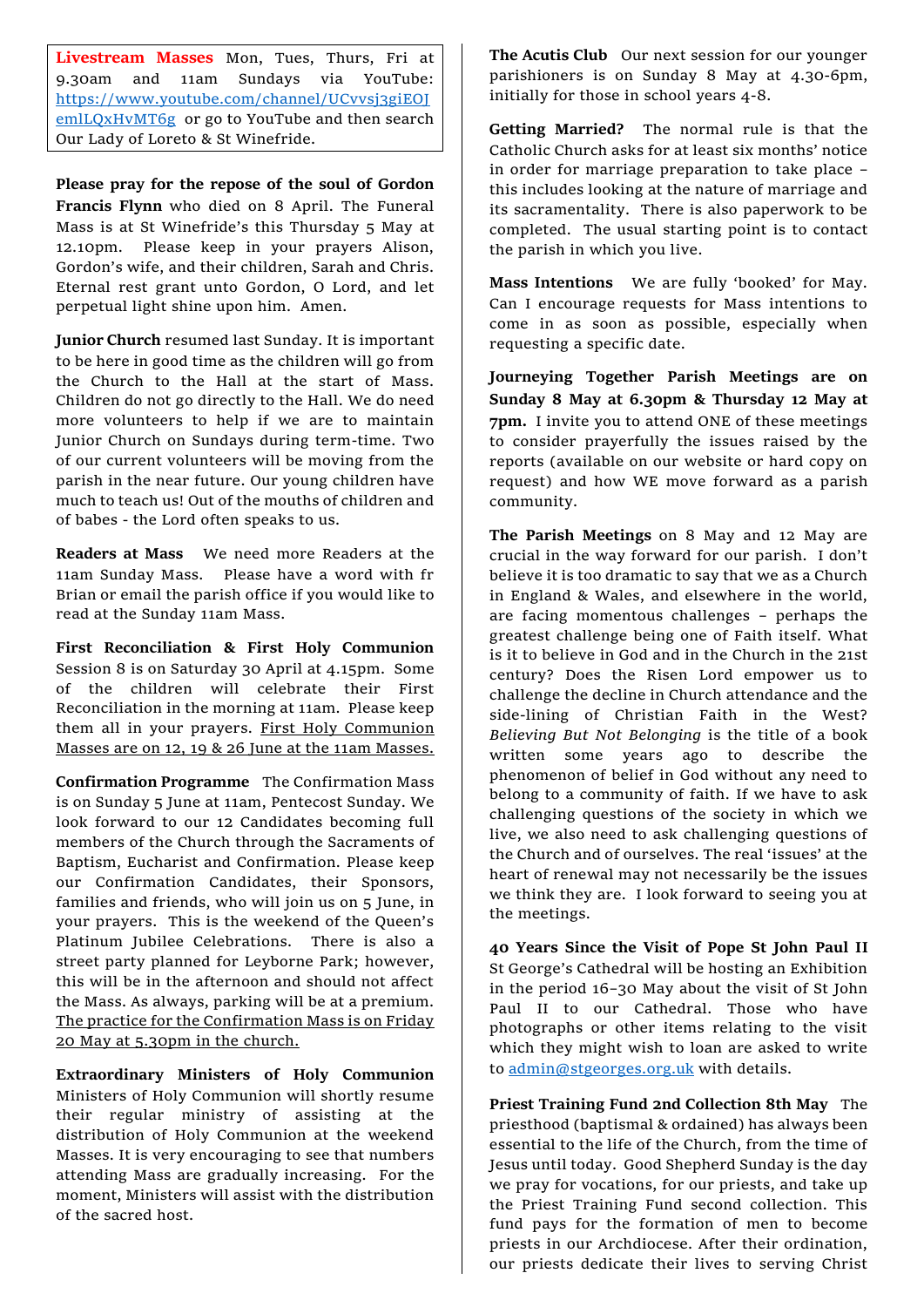**Livestream Masses** Mon, Tues, Thurs, Fri at 9.30am and 11am Sundays via YouTube: https://www.youtube.com/channel/UCvvsj3giEOJemlLQxHvMT6g or go to YouTube and then search Our Lady of Loreto & St Winefride.

**Please pray for the repose of the soul of Gordon Francis Flynn** who died on 8 April. The Funeral Mass is at St Winefride's this Thursday 5 May at 12.10pm. Please keep in your prayers Alison, Gordon's wife, and their children, Sarah and Chris. Eternal rest grant unto Gordon, O Lord, and let perpetual light shine upon him. Amen.

**Junior Church** resumed last Sunday. It is important to be here in good time as the children will go from the Church to the Hall at the start of Mass. Children do not go directly to the Hall. We do need more volunteers to help if we are to maintain Junior Church on Sundays during term-time. Two of our current volunteers will be moving from the parish in the near future. Our young children have much to teach us! Out of the mouths of children and of babes - the Lord often speaks to us.

**Readers at Mass** We need more Readers at the 11am Sunday Mass. Please have a word with fr Brian or email the parish office if you would like to read at the Sunday 11am Mass.

**First Reconciliation & First Holy Communion** Session 8 is on Saturday 30 April at 4.15pm. Some of the children will celebrate their First Reconciliation in the morning at 11am. Please keep them all in your prayers. First Holy Communion Masses are on 12, 19 & 26 June at the 11am Masses.

**Confirmation Programme** The Confirmation Mass is on Sunday 5 June at 11am, Pentecost Sunday. We look forward to our 12 Candidates becoming full members of the Church through the Sacraments of Baptism, Eucharist and Confirmation. Please keep our Confirmation Candidates, their Sponsors, families and friends, who will join us on 5 June, in your prayers. This is the weekend of the Queen's Platinum Jubilee Celebrations. There is also a street party planned for Leyborne Park; however, this will be in the afternoon and should not affect the Mass. As always, parking will be at a premium. The practice for the Confirmation Mass is on Friday 20 May at 5.30pm in the church.

**Extraordinary Ministers of Holy Communion** Ministers of Holy Communion will shortly resume their regular ministry of assisting at the distribution of Holy Communion at the weekend Masses. It is very encouraging to see that numbers attending Mass are gradually increasing. For the moment, Ministers will assist with the distribution of the sacred host.

**The Acutis Club** Our next session for our younger parishioners is on Sunday 8 May at 4.30-6pm, initially for those in school years 4-8.

**Getting Married?** The normal rule is that the Catholic Church asks for at least six months' notice in order for marriage preparation to take place – this includes looking at the nature of marriage and its sacramentality. There is also paperwork to be completed. The usual starting point is to contact the parish in which you live.

**Mass Intentions** We are fully 'booked' for May. Can I encourage requests for Mass intentions to come in as soon as possible, especially when requesting a specific date.

**Journeying Together Parish Meetings are on Sunday 8 May at 6.30pm & Thursday 12 May at 7pm.** I invite you to attend ONE of these meetings to consider prayerfully the issues raised by the reports (available on our website or hard copy on request) and how WE move forward as a parish community.

**The Parish Meetings** on 8 May and 12 May are crucial in the way forward for our parish. I don't believe it is too dramatic to say that we as a Church in England & Wales, and elsewhere in the world, are facing momentous challenges – perhaps the greatest challenge being one of Faith itself. What is it to believe in God and in the Church in the 21st century? Does the Risen Lord empower us to challenge the decline in Church attendance and the side-lining of Christian Faith in the West? *Believing But Not Belonging* is the title of a book written some years ago to describe the phenomenon of belief in God without any need to belong to a community of faith. If we have to ask challenging questions of the society in which we live, we also need to ask challenging questions of the Church and of ourselves. The real 'issues' at the heart of renewal may not necessarily be the issues we think they are. I look forward to seeing you at the meetings.

**40 Years Since the Visit of Pope St John Paul II** St George's Cathedral will be hosting an Exhibition in the period 16–30 May about the visit of St John Paul II to our Cathedral. Those who have photographs or other items relating to the visit which they might wish to loan are asked to write to admin@stgeorges.org.uk with details.

**Priest Training Fund 2nd Collection 8th May** The priesthood (baptismal & ordained) has always been essential to the life of the Church, from the time of Jesus until today. Good Shepherd Sunday is the day we pray for vocations, for our priests, and take up the Priest Training Fund second collection. This fund pays for the formation of men to become priests in our Archdiocese. After their ordination, our priests dedicate their lives to serving Christ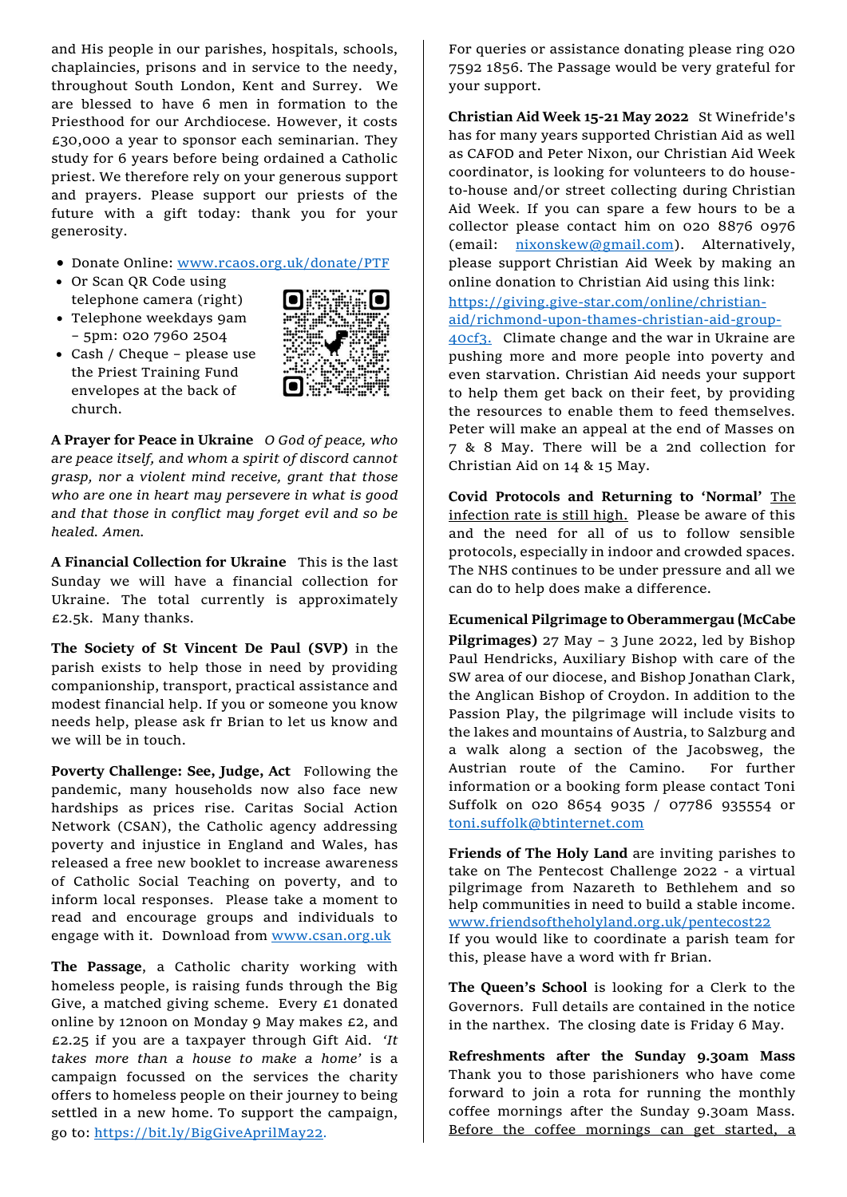and His people in our parishes, hospitals, schools, chaplaincies, prisons and in service to the needy, throughout South London, Kent and Surrey. We are blessed to have 6 men in formation to the Priesthood for our Archdiocese. However, it costs £30,000 a year to sponsor each seminarian. They study for 6 years before being ordained a Catholic priest. We therefore rely on your generous support and prayers. Please support our priests of the future with a gift today: thank you for your generosity.

- Donate Online: www.rcaos.org.uk/donate/PTF
- Or Scan QR Code using telephone camera (right)
- Telephone weekdays 9am – 5pm: 020 7960 2504
- Cash / Cheque – please use the Priest Training Fund envelopes at the back of church.

**A Prayer for Peace in Ukraine** *O God of peace, who are peace itself, and whom a spirit of discord cannot grasp, nor a violent mind receive, grant that those who are one in heart may persevere in what is good and that those in conflict may forget evil and so be healed. Amen.*

**A Financial Collection for Ukraine** This is the last Sunday we will have a financial collection for Ukraine. The total currently is approximately £2.5k. Many thanks.

**The Society of St Vincent De Paul (SVP)** in the parish exists to help those in need by providing companionship, transport, practical assistance and modest financial help. If you or someone you know needs help, please ask fr Brian to let us know and we will be in touch.

**Poverty Challenge: See, Judge, Act** Following the pandemic, many households now also face new hardships as prices rise. Caritas Social Action Network (CSAN), the Catholic agency addressing poverty and injustice in England and Wales, has released a free new booklet to increase awareness of Catholic Social Teaching on poverty, and to inform local responses. Please take a moment to read and encourage groups and individuals to engage with it. Download from www.csan.org.uk

**The Passage**, a Catholic charity working with homeless people, is raising funds through the Big Give, a matched giving scheme. Every £1 donated online by 12noon on Monday 9 May makes £2, and £2.25 if you are a taxpayer through Gift Aid. *'It takes more than a house to make a home'* is a campaign focussed on the services the charity offers to homeless people on their journey to being settled in a new home. To support the campaign, go to: https://bit.ly/BigGiveAprilMay22.

For queries or assistance donating please ring 020 7592 1856. The Passage would be very grateful for your support.

**Christian Aid Week 15-21 May 2022** St Winefride's has for many years supported Christian Aid as well as CAFOD and Peter Nixon, our Christian Aid Week coordinator, is looking for volunteers to do house-to-house and/or street collecting during Christian Aid Week. If you can spare a few hours to be a collector please contact him on 020 8876 0976 (email: nixonskew@gmail.com). Alternatively, please support Christian Aid Week by making an online donation to Christian Aid using this link: https://giving.give-star.com/online/christian-aid/richmond-upon-thames-christian-aid-group-40cf3. Climate change and the war in Ukraine are pushing more and more people into poverty and even starvation. Christian Aid needs your support to help them get back on their feet, by providing the resources to enable them to feed themselves. Peter will make an appeal at the end of Masses on 7 & 8 May. There will be a 2nd collection for Christian Aid on 14 & 15 May.

**Covid Protocols and Returning to 'Normal'** The infection rate is still high. Please be aware of this and the need for all of us to follow sensible protocols, especially in indoor and crowded spaces. The NHS continues to be under pressure and all we can do to help does make a difference.

**Ecumenical Pilgrimage to Oberammergau (McCabe Pilgrimages)** 27 May – 3 June 2022, led by Bishop Paul Hendricks, Auxiliary Bishop with care of the SW area of our diocese, and Bishop Jonathan Clark, the Anglican Bishop of Croydon. In addition to the Passion Play, the pilgrimage will include visits to the lakes and mountains of Austria, to Salzburg and a walk along a section of the Jacobsweg, the Austrian route of the Camino. For further information or a booking form please contact Toni Suffolk on 020 8654 9035 / 07786 935554 or toni.suffolk@btinternet.com

**Friends of The Holy Land** are inviting parishes to take on The Pentecost Challenge 2022 - a virtual pilgrimage from Nazareth to Bethlehem and so help communities in need to build a stable income. www.friendsoftheholyland.org.uk/pentecost22
If you would like to coordinate a parish team for this, please have a word with fr Brian.

**The Queen's School** is looking for a Clerk to the Governors. Full details are contained in the notice in the narthex. The closing date is Friday 6 May.

**Refreshments after the Sunday 9.30am Mass** Thank you to those parishioners who have come forward to join a rota for running the monthly coffee mornings after the Sunday 9.30am Mass. Before the coffee mornings can get started, a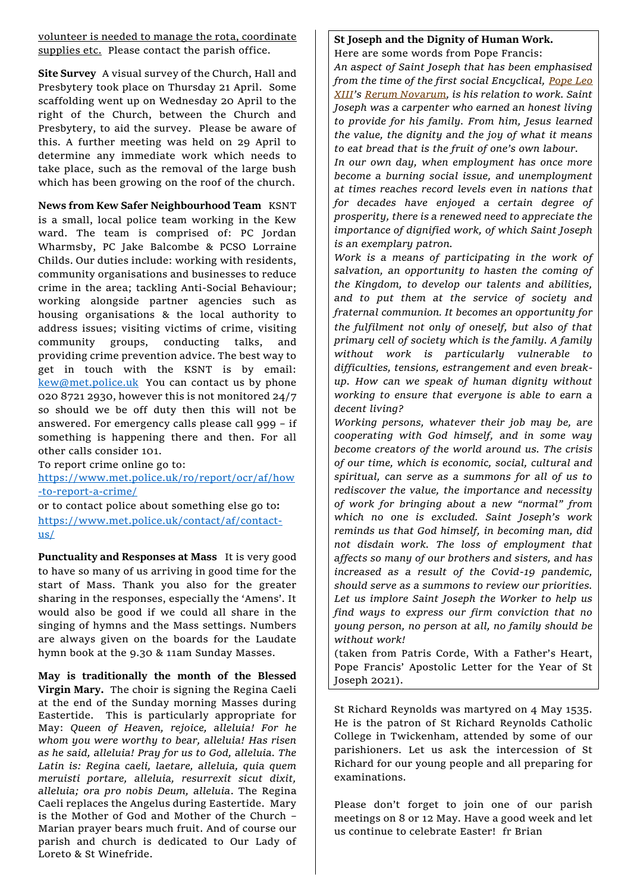volunteer is needed to manage the rota, coordinate supplies etc. Please contact the parish office.

**Site Survey** A visual survey of the Church, Hall and Presbytery took place on Thursday 21 April. Some scaffolding went up on Wednesday 20 April to the right of the Church, between the Church and Presbytery, to aid the survey. Please be aware of this. A further meeting was held on 29 April to determine any immediate work which needs to take place, such as the removal of the large bush which has been growing on the roof of the church.

**News from Kew Safer Neighbourhood Team** KSNT is a small, local police team working in the Kew ward. The team is comprised of: PC Jordan Wharmsby, PC Jake Balcombe & PCSO Lorraine Childs. Our duties include: working with residents, community organisations and businesses to reduce crime in the area; tackling Anti-Social Behaviour; working alongside partner agencies such as housing organisations & the local authority to address issues; visiting victims of crime, visiting community groups, conducting talks, and providing crime prevention advice. The best way to get in touch with the KSNT is by email: kew@met.police.uk You can contact us by phone 020 8721 2930, however this is not monitored 24/7 so should we be off duty then this will not be answered. For emergency calls please call 999 – if something is happening there and then. For all other calls consider 101.

To report crime online go to:
https://www.met.police.uk/ro/report/ocr/af/how-to-report-a-crime/

or to contact police about something else go to:
https://www.met.police.uk/contact/af/contact-us/

**Punctuality and Responses at Mass** It is very good to have so many of us arriving in good time for the start of Mass. Thank you also for the greater sharing in the responses, especially the 'Amens'. It would also be good if we could all share in the singing of hymns and the Mass settings. Numbers are always given on the boards for the Laudate hymn book at the 9.30 & 11am Sunday Masses.

**May is traditionally the month of the Blessed Virgin Mary.** The choir is signing the Regina Caeli at the end of the Sunday morning Masses during Eastertide. This is particularly appropriate for May: *Queen of Heaven, rejoice, alleluia! For he whom you were worthy to bear, alleluia! Has risen as he said, alleluia! Pray for us to God, alleluia. The Latin is: Regina caeli, laetare, alleluia, quia quem meruisti portare, alleluia, resurrexit sicut dixit, alleluia; ora pro nobis Deum, alleluia*. The Regina Caeli replaces the Angelus during Eastertide. Mary is the Mother of God and Mother of the Church – Marian prayer bears much fruit. And of course our parish and church is dedicated to Our Lady of Loreto & St Winefride.

**St Joseph and the Dignity of Human Work.**
Here are some words from Pope Francis:
*An aspect of Saint Joseph that has been emphasised from the time of the first social Encyclical, Pope Leo XIII's Rerum Novarum, is his relation to work. Saint Joseph was a carpenter who earned an honest living to provide for his family. From him, Jesus learned the value, the dignity and the joy of what it means to eat bread that is the fruit of one's own labour.*
*In our own day, when employment has once more become a burning social issue, and unemployment at times reaches record levels even in nations that for decades have enjoyed a certain degree of prosperity, there is a renewed need to appreciate the importance of dignified work, of which Saint Joseph is an exemplary patron.*
*Work is a means of participating in the work of salvation, an opportunity to hasten the coming of the Kingdom, to develop our talents and abilities, and to put them at the service of society and fraternal communion. It becomes an opportunity for the fulfilment not only of oneself, but also of that primary cell of society which is the family. A family without work is particularly vulnerable to difficulties, tensions, estrangement and even break-up. How can we speak of human dignity without working to ensure that everyone is able to earn a decent living?*
*Working persons, whatever their job may be, are cooperating with God himself, and in some way become creators of the world around us. The crisis of our time, which is economic, social, cultural and spiritual, can serve as a summons for all of us to rediscover the value, the importance and necessity of work for bringing about a new "normal" from which no one is excluded. Saint Joseph's work reminds us that God himself, in becoming man, did not disdain work. The loss of employment that affects so many of our brothers and sisters, and has increased as a result of the Covid-19 pandemic, should serve as a summons to review our priorities. Let us implore Saint Joseph the Worker to help us find ways to express our firm conviction that no young person, no person at all, no family should be without work!*
(taken from Patris Corde, With a Father's Heart, Pope Francis' Apostolic Letter for the Year of St Joseph 2021).

St Richard Reynolds was martyred on 4 May 1535. He is the patron of St Richard Reynolds Catholic College in Twickenham, attended by some of our parishioners. Let us ask the intercession of St Richard for our young people and all preparing for examinations.

Please don't forget to join one of our parish meetings on 8 or 12 May. Have a good week and let us continue to celebrate Easter! fr Brian